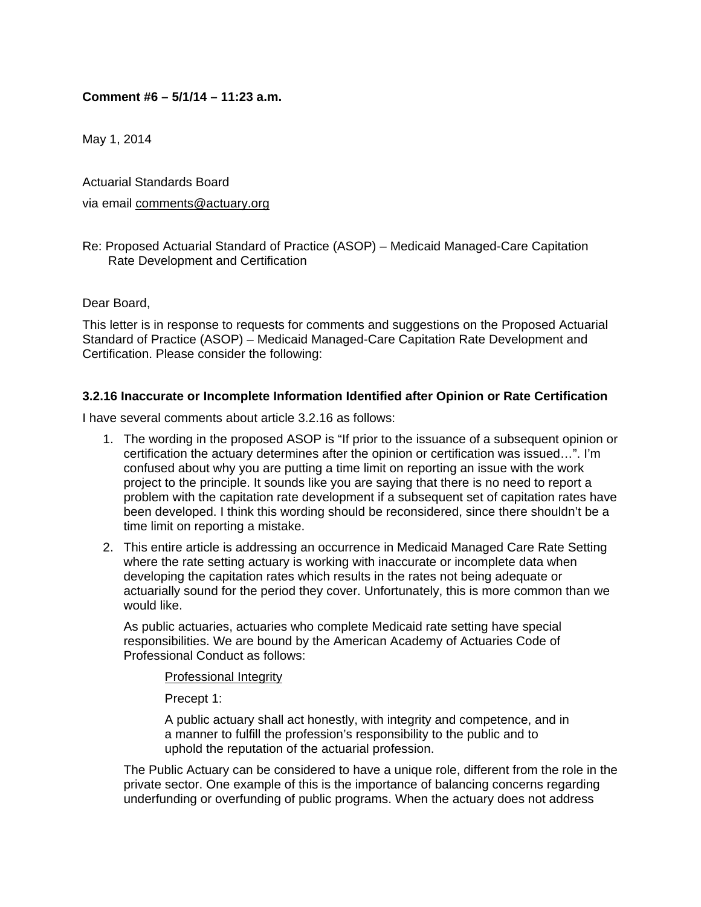**Comment #6 – 5/1/14 – 11:23 a.m.**

May 1, 2014

Actuarial Standards Board

via email comments@actuary.org

Re: Proposed Actuarial Standard of Practice (ASOP) – Medicaid Managed-Care Capitation Rate Development and Certification

Dear Board,

This letter is in response to requests for comments and suggestions on the Proposed Actuarial Standard of Practice (ASOP) – Medicaid Managed-Care Capitation Rate Development and Certification. Please consider the following:

### 3.2.16 Inaccurate or Incomplete Information Identified after Opinion or Rate Certification

I have several comments about article 3.2.16 as follows:

1. The wording in the proposed ASOP is "If prior to the issuance of a subsequent opinion or certification the actuary determines after the opinion or certification was issued…". I'm confused about why you are putting a time limit on reporting an issue with the work project to the principle. It sounds like you are saying that there is no need to report a problem with the capitation rate development if a subsequent set of capitation rates have been developed. I think this wording should be reconsidered, since there shouldn't be a time limit on reporting a mistake.
2. This entire article is addressing an occurrence in Medicaid Managed Care Rate Setting where the rate setting actuary is working with inaccurate or incomplete data when developing the capitation rates which results in the rates not being adequate or actuarially sound for the period they cover. Unfortunately, this is more common than we would like.

   As public actuaries, actuaries who complete Medicaid rate setting have special responsibilities. We are bound by the American Academy of Actuaries Code of Professional Conduct as follows:

   > Professional Integrity
   >
   > Precept 1:
   >
   > A public actuary shall act honestly, with integrity and competence, and in a manner to fulfill the profession's responsibility to the public and to uphold the reputation of the actuarial profession.

   The Public Actuary can be considered to have a unique role, different from the role in the private sector. One example of this is the importance of balancing concerns regarding underfunding or overfunding of public programs. When the actuary does not address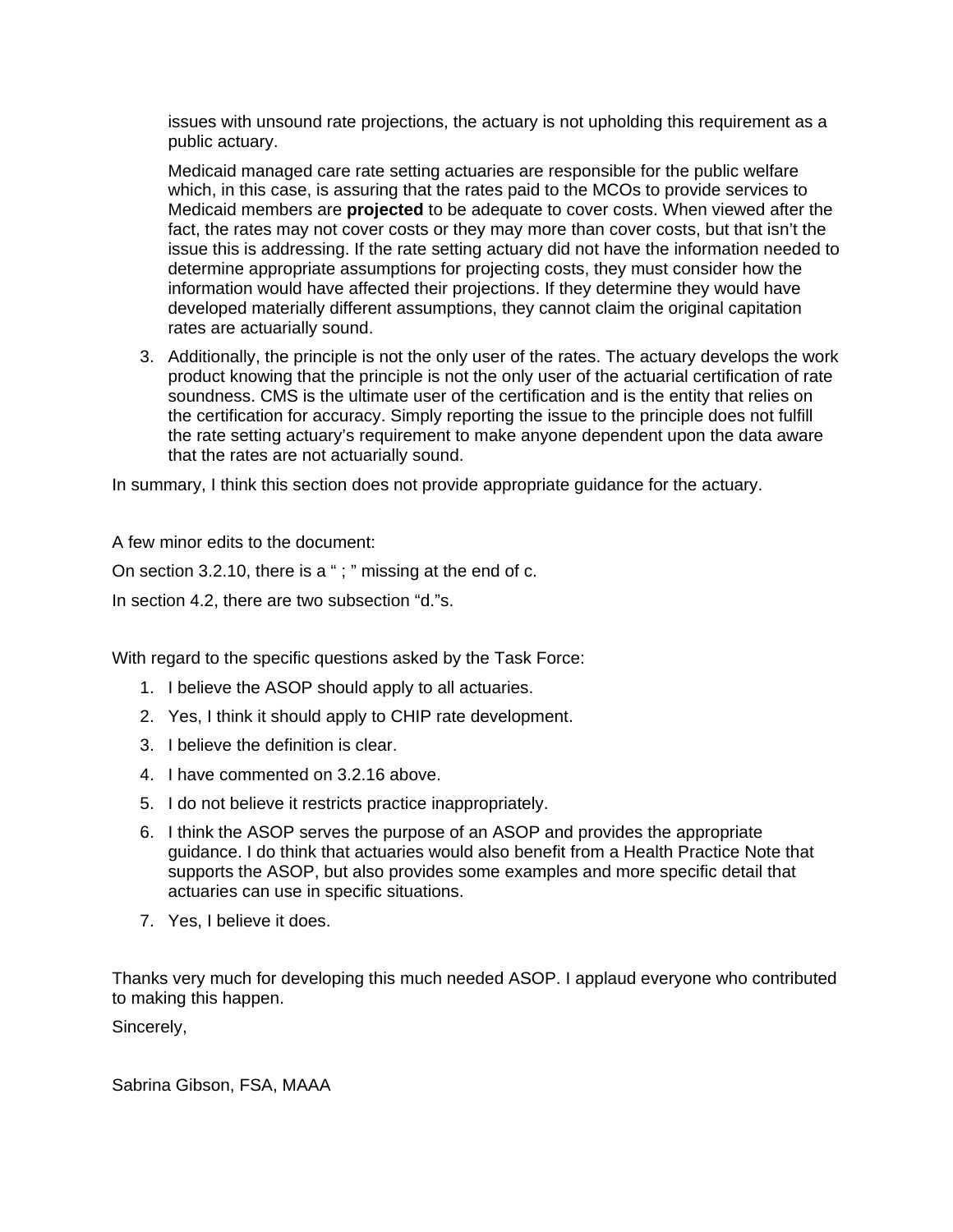issues with unsound rate projections, the actuary is not upholding this requirement as a public actuary.

Medicaid managed care rate setting actuaries are responsible for the public welfare which, in this case, is assuring that the rates paid to the MCOs to provide services to Medicaid members are **projected** to be adequate to cover costs. When viewed after the fact, the rates may not cover costs or they may more than cover costs, but that isn't the issue this is addressing. If the rate setting actuary did not have the information needed to determine appropriate assumptions for projecting costs, they must consider how the information would have affected their projections. If they determine they would have developed materially different assumptions, they cannot claim the original capitation rates are actuarially sound.

3. Additionally, the principle is not the only user of the rates. The actuary develops the work product knowing that the principle is not the only user of the actuarial certification of rate soundness. CMS is the ultimate user of the certification and is the entity that relies on the certification for accuracy. Simply reporting the issue to the principle does not fulfill the rate setting actuary's requirement to make anyone dependent upon the data aware that the rates are not actuarially sound.

In summary, I think this section does not provide appropriate guidance for the actuary.

A few minor edits to the document:

On section 3.2.10, there is a " ; " missing at the end of c.

In section 4.2, there are two subsection "d."s.

With regard to the specific questions asked by the Task Force:

1. I believe the ASOP should apply to all actuaries.
2. Yes, I think it should apply to CHIP rate development.
3. I believe the definition is clear.
4. I have commented on 3.2.16 above.
5. I do not believe it restricts practice inappropriately.
6. I think the ASOP serves the purpose of an ASOP and provides the appropriate guidance. I do think that actuaries would also benefit from a Health Practice Note that supports the ASOP, but also provides some examples and more specific detail that actuaries can use in specific situations.
7. Yes, I believe it does.

Thanks very much for developing this much needed ASOP. I applaud everyone who contributed to making this happen.

Sincerely,

Sabrina Gibson, FSA, MAAA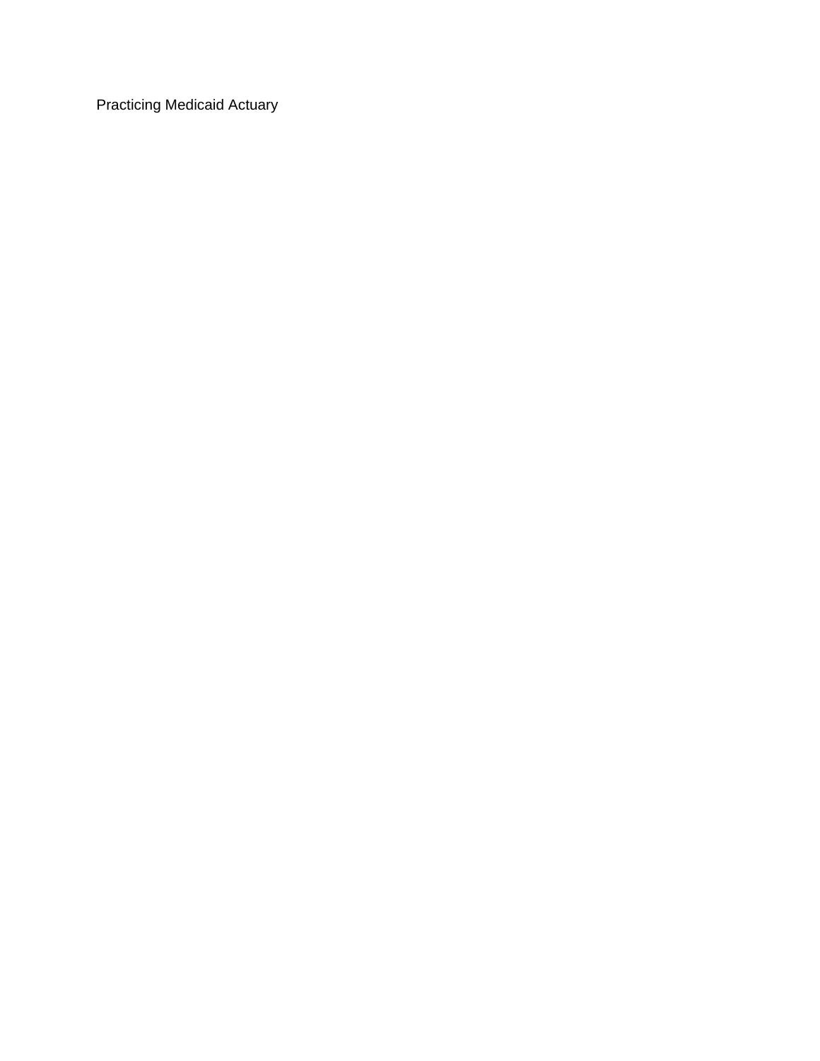Practicing Medicaid Actuary